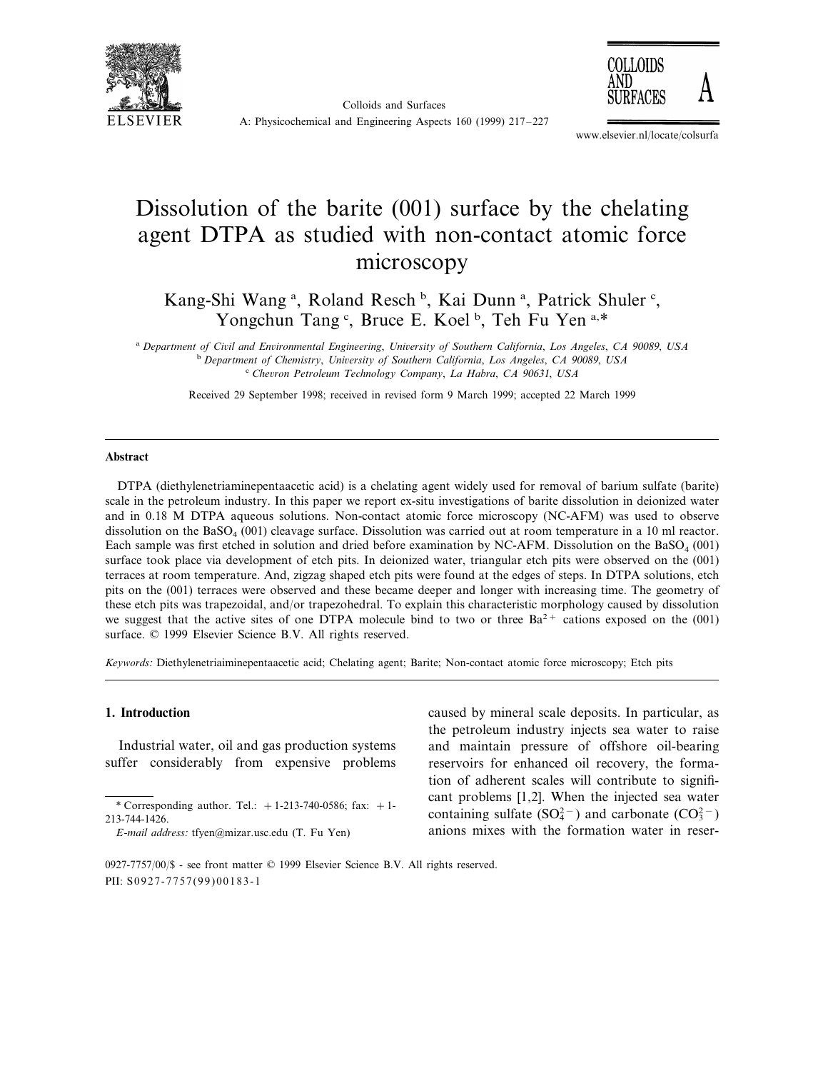# Dissolution of the barite (001) surface by the chelating agent DTPA as studied with non-contact atomic force microscopy

Kang-Shi Wang [a], Roland Resch [b], Kai Dunn [a], Patrick Shuler [c], Yongchun Tang [c], Bruce E. Koel [b], Teh Fu Yen [a,*]

[a] *Department of Civil and Environmental Engineering, University of Southern California, Los Angeles, CA 90089, USA*
[b] *Department of Chemistry, University of Southern California, Los Angeles, CA 90089, USA*
[c] *Chevron Petroleum Technology Company, La Habra, CA 90631, USA*

Received 29 September 1998; received in revised form 9 March 1999; accepted 22 March 1999

## Abstract

DTPA (diethylenetriaminepentaacetic acid) is a chelating agent widely used for removal of barium sulfate (barite) scale in the petroleum industry. In this paper we report ex-situ investigations of barite dissolution in deionized water and in 0.18 M DTPA aqueous solutions. Non-contact atomic force microscopy (NC-AFM) was used to observe dissolution on the $BaSO_4$ (001) cleavage surface. Dissolution was carried out at room temperature in a 10 ml reactor. Each sample was first etched in solution and dried before examination by NC-AFM. Dissolution on the $BaSO_4$ (001) surface took place via development of etch pits. In deionized water, triangular etch pits were observed on the (001) terraces at room temperature. And, zigzag shaped etch pits were found at the edges of steps. In DTPA solutions, etch pits on the (001) terraces were observed and these became deeper and longer with increasing time. The geometry of these etch pits was trapezoidal, and/or trapezohedral. To explain this characteristic morphology caused by dissolution we suggest that the active sites of one DTPA molecule bind to two or three $Ba^{2+}$ cations exposed on the (001) surface. © 1999 Elsevier Science B.V. All rights reserved.

*Keywords:* Diethylenetriaiminepentaacetic acid; Chelating agent; Barite; Non-contact atomic force microscopy; Etch pits

## 1. Introduction

Industrial water, oil and gas production systems suffer considerably from expensive problems caused by mineral scale deposits. In particular, as the petroleum industry injects sea water to raise and maintain pressure of offshore oil-bearing reservoirs for enhanced oil recovery, the formation of adherent scales will contribute to significant problems [1,2]. When the injected sea water containing sulfate ($SO_4^{2-}$) and carbonate ($CO_3^{2-}$) anions mixes with the formation water in reser-

* Corresponding author. Tel.: +1-213-740-0586; fax: +1-213-744-1426.
*E-mail address:* tfyen@mizar.usc.edu (T. Fu Yen)

0927-7757/00/$ - see front matter © 1999 Elsevier Science B.V. All rights reserved.
PII: S0927-7757(99)00183-1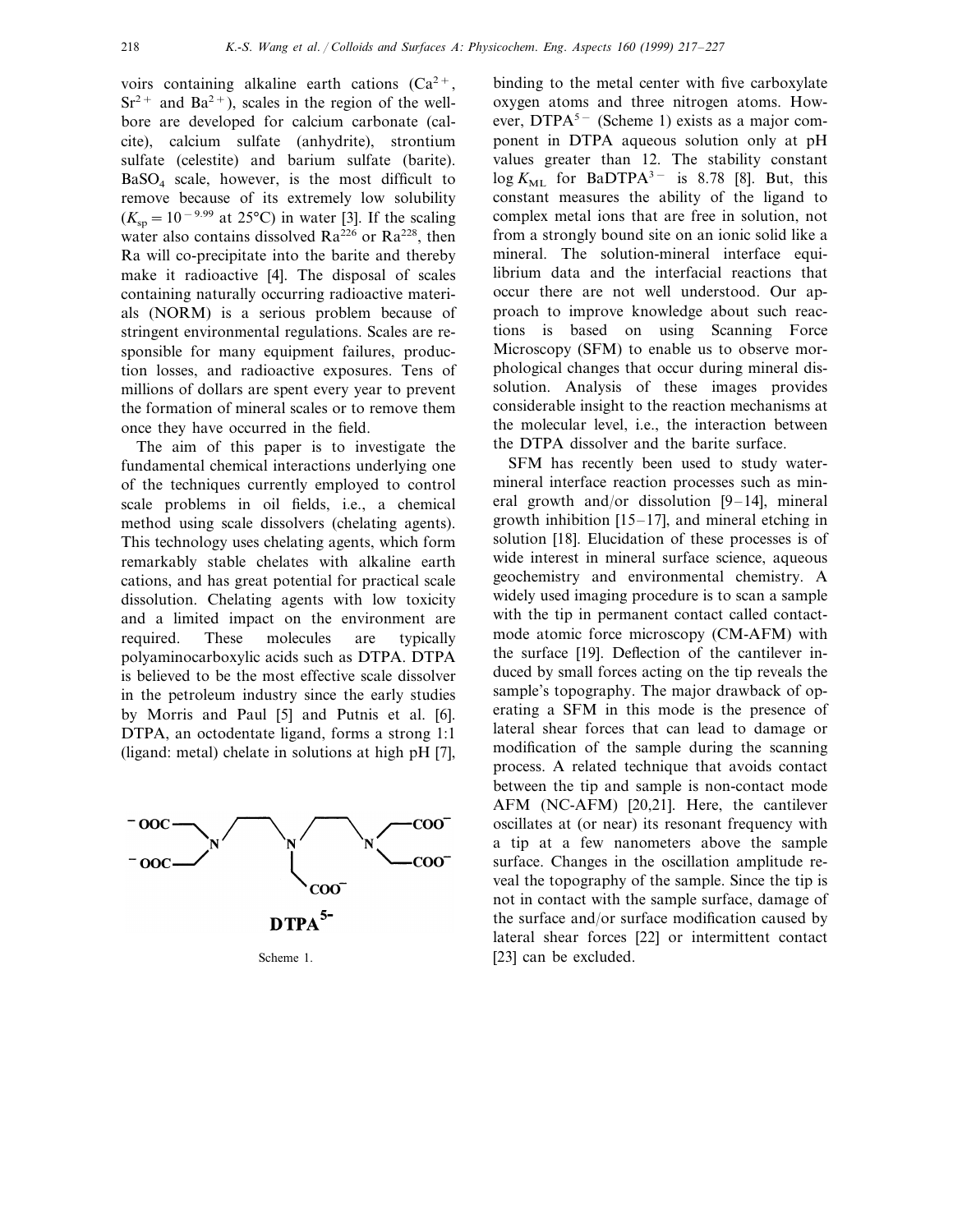voirs containing alkaline earth cations ($Ca^{2+}$, $Sr^{2+}$ and $Ba^{2+}$), scales in the region of the wellbore are developed for calcium carbonate (calcite), calcium sulfate (anhydrite), strontium sulfate (celestite) and barium sulfate (barite). $BaSO_4$ scale, however, is the most difficult to remove because of its extremely low solubility ($K_{sp} = 10^{-9.99}$ at 25°C) in water [3]. If the scaling water also contains dissolved $Ra^{226}$ or $Ra^{228}$, then Ra will co-precipitate into the barite and thereby make it radioactive [4]. The disposal of scales containing naturally occurring radioactive materials (NORM) is a serious problem because of stringent environmental regulations. Scales are responsible for many equipment failures, production losses, and radioactive exposures. Tens of millions of dollars are spent every year to prevent the formation of mineral scales or to remove them once they have occurred in the field.

The aim of this paper is to investigate the fundamental chemical interactions underlying one of the techniques currently employed to control scale problems in oil fields, i.e., a chemical method using scale dissolvers (chelating agents). This technology uses chelating agents, which form remarkably stable chelates with alkaline earth cations, and has great potential for practical scale dissolution. Chelating agents with low toxicity and a limited impact on the environment are required. These molecules are typically polyaminocarboxylic acids such as DTPA. DTPA is believed to be the most effective scale dissolver in the petroleum industry since the early studies by Morris and Paul [5] and Putnis et al. [6]. DTPA, an octodentate ligand, forms a strong 1:1 (ligand: metal) chelate in solutions at high pH [7], binding to the metal center with five carboxylate oxygen atoms and three nitrogen atoms. However, $DTPA^{5-}$ (Scheme 1) exists as a major component in DTPA aqueous solution only at pH values greater than 12. The stability constant $\log K_{ML}$ for $BaDTPA^{3-}$ is 8.78 [8]. But, this constant measures the ability of the ligand to complex metal ions that are free in solution, not from a strongly bound site on an ionic solid like a mineral. The solution-mineral interface equilibrium data and the interfacial reactions that occur there are not well understood. Our approach to improve knowledge about such reactions is based on using Scanning Force Microscopy (SFM) to enable us to observe morphological changes that occur during mineral dissolution. Analysis of these images provides considerable insight to the reaction mechanisms at the molecular level, i.e., the interaction between the DTPA dissolver and the barite surface.

Scheme 1.

SFM has recently been used to study water-mineral interface reaction processes such as mineral growth and/or dissolution [9–14], mineral growth inhibition [15–17], and mineral etching in solution [18]. Elucidation of these processes is of wide interest in mineral surface science, aqueous geochemistry and environmental chemistry. A widely used imaging procedure is to scan a sample with the tip in permanent contact called contact-mode atomic force microscopy (CM-AFM) with the surface [19]. Deflection of the cantilever induced by small forces acting on the tip reveals the sample's topography. The major drawback of operating a SFM in this mode is the presence of lateral shear forces that can lead to damage or modification of the sample during the scanning process. A related technique that avoids contact between the tip and sample is non-contact mode AFM (NC-AFM) [20,21]. Here, the cantilever oscillates at (or near) its resonant frequency with a tip at a few nanometers above the sample surface. Changes in the oscillation amplitude reveal the topography of the sample. Since the tip is not in contact with the sample surface, damage of the surface and/or surface modification caused by lateral shear forces [22] or intermittent contact [23] can be excluded.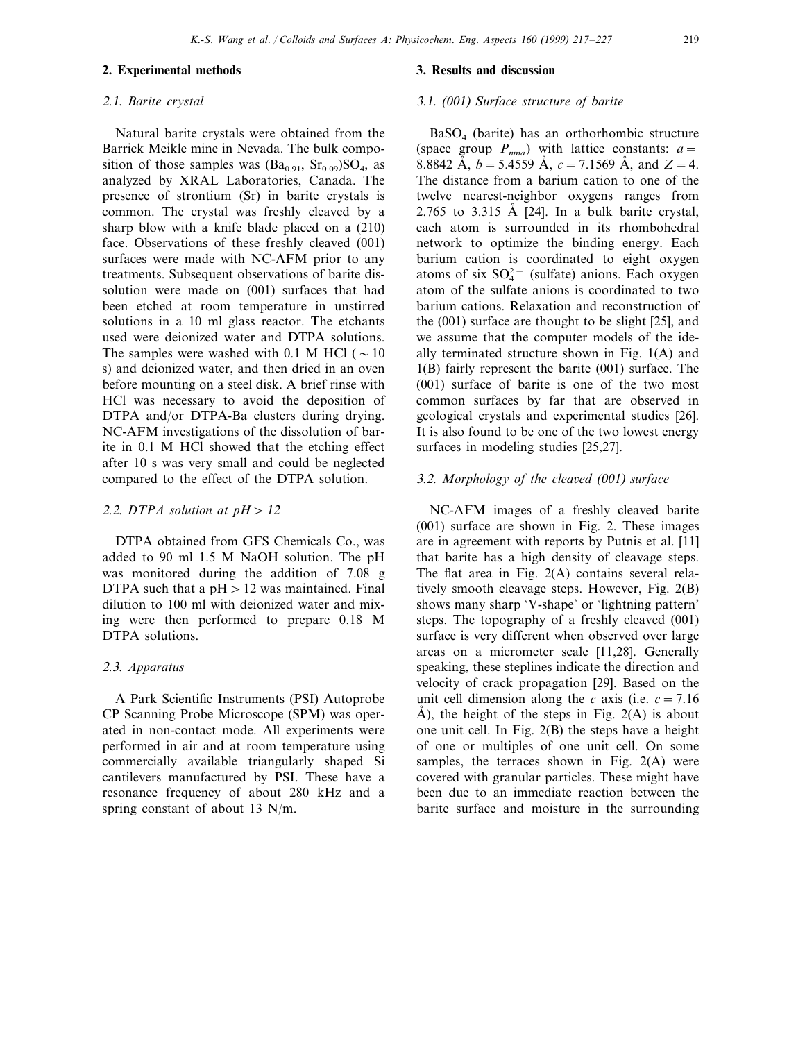## 2. Experimental methods

### 2.1. Barite crystal

Natural barite crystals were obtained from the Barrick Meikle mine in Nevada. The bulk composition of those samples was $(Ba_{0.91}, Sr_{0.09})SO_4$, as analyzed by XRAL Laboratories, Canada. The presence of strontium (Sr) in barite crystals is common. The crystal was freshly cleaved by a sharp blow with a knife blade placed on a (210) face. Observations of these freshly cleaved (001) surfaces were made with NC-AFM prior to any treatments. Subsequent observations of barite dissolution were made on (001) surfaces that had been etched at room temperature in unstirred solutions in a 10 ml glass reactor. The etchants used were deionized water and DTPA solutions. The samples were washed with 0.1 M HCl ( $\sim 10$ s) and deionized water, and then dried in an oven before mounting on a steel disk. A brief rinse with HCl was necessary to avoid the deposition of DTPA and/or DTPA-Ba clusters during drying. NC-AFM investigations of the dissolution of barite in 0.1 M HCl showed that the etching effect after 10 s was very small and could be neglected compared to the effect of the DTPA solution.

### 2.2. DTPA solution at pH > 12

DTPA obtained from GFS Chemicals Co., was added to 90 ml 1.5 M NaOH solution. The pH was monitored during the addition of 7.08 g DTPA such that a pH > 12 was maintained. Final dilution to 100 ml with deionized water and mixing were then performed to prepare 0.18 M DTPA solutions.

### 2.3. Apparatus

A Park Scientific Instruments (PSI) Autoprobe CP Scanning Probe Microscope (SPM) was operated in non-contact mode. All experiments were performed in air and at room temperature using commercially available triangularly shaped Si cantilevers manufactured by PSI. These have a resonance frequency of about 280 kHz and a spring constant of about 13 N/m.

## 3. Results and discussion

### 3.1. (001) Surface structure of barite

$BaSO_4$ (barite) has an orthorhombic structure (space group $P_{nma}$) with lattice constants: $a = 8.8842$ Å, $b = 5.4559$ Å, $c = 7.1569$ Å, and $Z = 4$. The distance from a barium cation to one of the twelve nearest-neighbor oxygens ranges from 2.765 to 3.315 Å [24]. In a bulk barite crystal, each atom is surrounded in its rhombohedral network to optimize the binding energy. Each barium cation is coordinated to eight oxygen atoms of six $SO_4^{2-}$ (sulfate) anions. Each oxygen atom of the sulfate anions is coordinated to two barium cations. Relaxation and reconstruction of the (001) surface are thought to be slight [25], and we assume that the computer models of the ideally terminated structure shown in Fig. 1(A) and 1(B) fairly represent the barite (001) surface. The (001) surface of barite is one of the two most common surfaces by far that are observed in geological crystals and experimental studies [26]. It is also found to be one of the two lowest energy surfaces in modeling studies [25,27].

### 3.2. Morphology of the cleaved (001) surface

NC-AFM images of a freshly cleaved barite (001) surface are shown in Fig. 2. These images are in agreement with reports by Putnis et al. [11] that barite has a high density of cleavage steps. The flat area in Fig. 2(A) contains several relatively smooth cleavage steps. However, Fig. 2(B) shows many sharp 'V-shape' or 'lightning pattern' steps. The topography of a freshly cleaved (001) surface is very different when observed over large areas on a micrometer scale [11,28]. Generally speaking, these steplines indicate the direction and velocity of crack propagation [29]. Based on the unit cell dimension along the $c$ axis (i.e. $c = 7.16$ Å), the height of the steps in Fig. 2(A) is about one unit cell. In Fig. 2(B) the steps have a height of one or multiples of one unit cell. On some samples, the terraces shown in Fig. 2(A) were covered with granular particles. These might have been due to an immediate reaction between the barite surface and moisture in the surrounding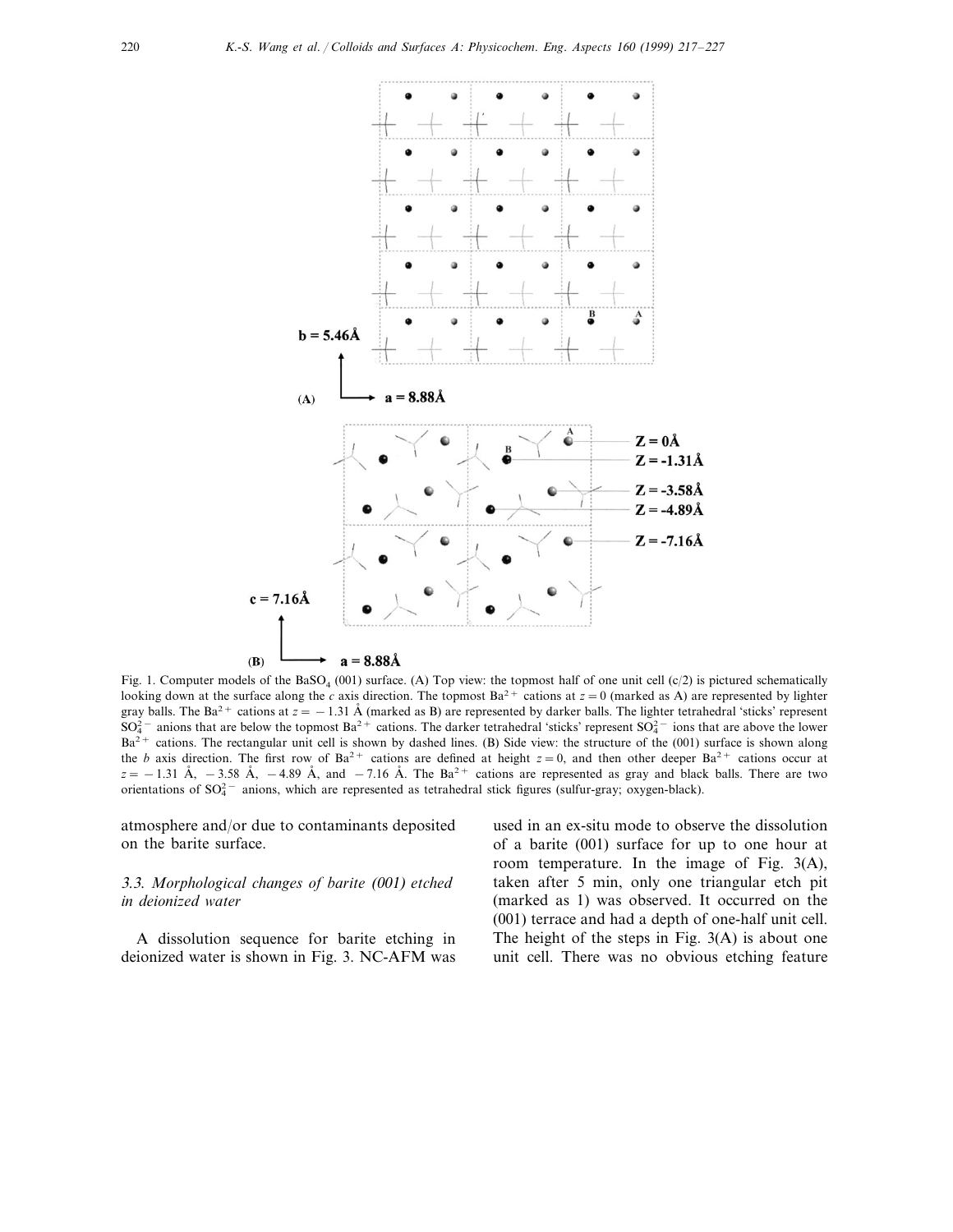Fig. 1. Computer models of the $BaSO_4$ (001) surface. (A) Top view: the topmost half of one unit cell (c/2) is pictured schematically looking down at the surface along the *c* axis direction. The topmost $Ba^{2+}$ cations at $z = 0$ (marked as A) are represented by lighter gray balls. The $Ba^{2+}$ cations at $z = -1.31$ Å (marked as B) are represented by darker balls. The lighter tetrahedral 'sticks' represent $SO_4^{2-}$ anions that are below the topmost $Ba^{2+}$ cations. The darker tetrahedral 'sticks' represent $SO_4^{2-}$ ions that are above the lower $Ba^{2+}$ cations. The rectangular unit cell is shown by dashed lines. (B) Side view: the structure of the (001) surface is shown along the *b* axis direction. The first row of $Ba^{2+}$ cations are defined at height $z = 0$, and then other deeper $Ba^{2+}$ cations occur at $z = -1.31$ Å, $-3.58$ Å, $-4.89$ Å, and $-7.16$ Å. The $Ba^{2+}$ cations are represented as gray and black balls. There are two orientations of $SO_4^{2-}$ anions, which are represented as tetrahedral stick figures (sulfur-gray; oxygen-black).

atmosphere and/or due to contaminants deposited on the barite surface.

### 3.3. Morphological changes of barite (001) etched in deionized water

A dissolution sequence for barite etching in deionized water is shown in Fig. 3. NC-AFM was used in an ex-situ mode to observe the dissolution of a barite (001) surface for up to one hour at room temperature. In the image of Fig. 3(A), taken after 5 min, only one triangular etch pit (marked as 1) was observed. It occurred on the (001) terrace and had a depth of one-half unit cell. The height of the steps in Fig. 3(A) is about one unit cell. There was no obvious etching feature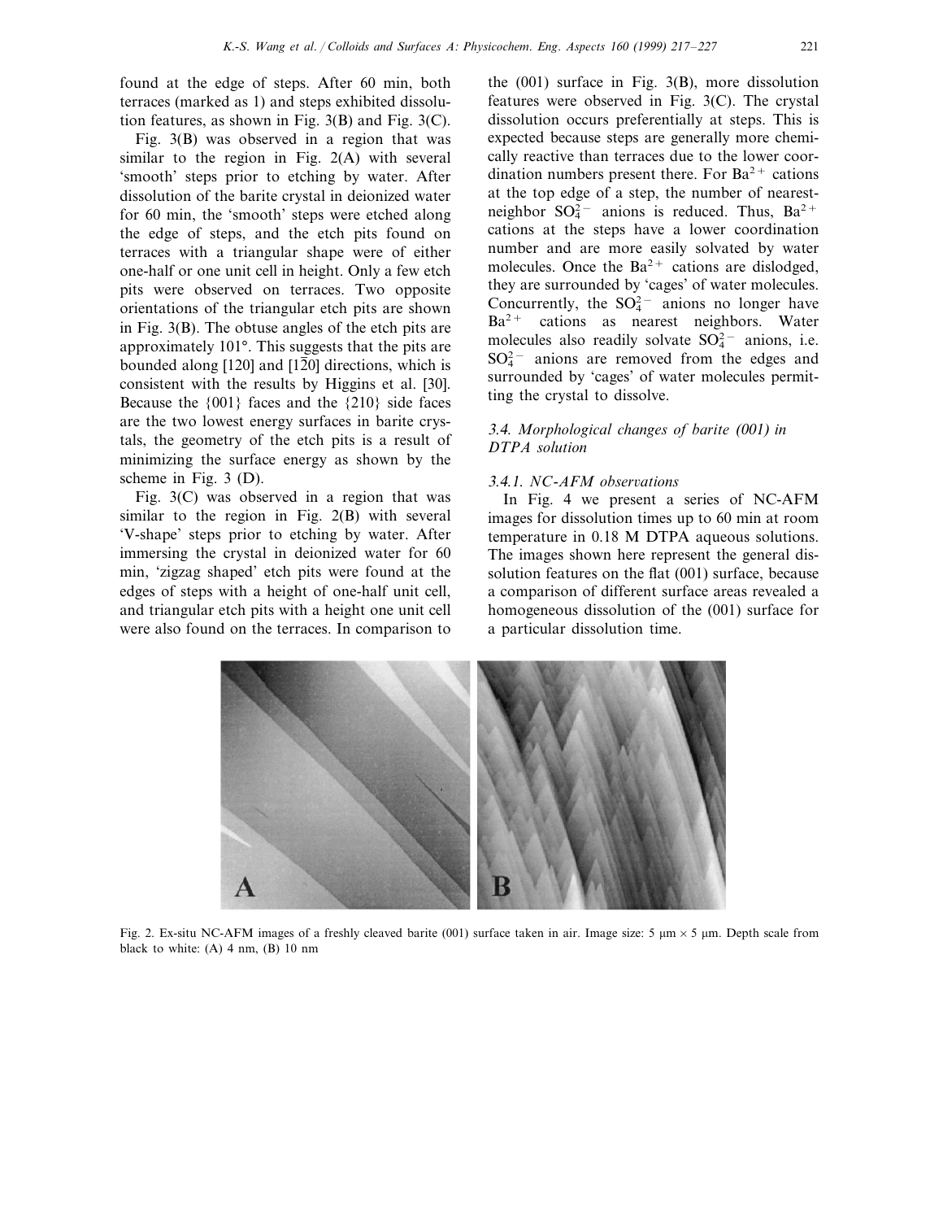found at the edge of steps. After 60 min, both terraces (marked as 1) and steps exhibited dissolution features, as shown in Fig. 3(B) and Fig. 3(C).

Fig. 3(B) was observed in a region that was similar to the region in Fig. 2(A) with several 'smooth' steps prior to etching by water. After dissolution of the barite crystal in deionized water for 60 min, the 'smooth' steps were etched along the edge of steps, and the etch pits found on terraces with a triangular shape were of either one-half or one unit cell in height. Only a few etch pits were observed on terraces. Two opposite orientations of the triangular etch pits are shown in Fig. 3(B). The obtuse angles of the etch pits are approximately 101°. This suggests that the pits are bounded along [120] and [1$\bar{2}$0] directions, which is consistent with the results by Higgins et al. [30]. Because the {001} faces and the {210} side faces are the two lowest energy surfaces in barite crystals, the geometry of the etch pits is a result of minimizing the surface energy as shown by the scheme in Fig. 3 (D).

Fig. 3(C) was observed in a region that was similar to the region in Fig. 2(B) with several 'V-shape' steps prior to etching by water. After immersing the crystal in deionized water for 60 min, 'zigzag shaped' etch pits were found at the edges of steps with a height of one-half unit cell, and triangular etch pits with a height one unit cell were also found on the terraces. In comparison to the (001) surface in Fig. 3(B), more dissolution features were observed in Fig. 3(C). The crystal dissolution occurs preferentially at steps. This is expected because steps are generally more chemically reactive than terraces due to the lower coordination numbers present there. For $Ba^{2+}$ cations at the top edge of a step, the number of nearest-neighbor $SO_4^{2-}$ anions is reduced. Thus, $Ba^{2+}$ cations at the steps have a lower coordination number and are more easily solvated by water molecules. Once the $Ba^{2+}$ cations are dislodged, they are surrounded by 'cages' of water molecules. Concurrently, the $SO_4^{2-}$ anions no longer have $Ba^{2+}$ cations as nearest neighbors. Water molecules also readily solvate $SO_4^{2-}$ anions, i.e. $SO_4^{2-}$ anions are removed from the edges and surrounded by 'cages' of water molecules permitting the crystal to dissolve.

### 3.4. Morphological changes of barite (001) in DTPA solution

#### 3.4.1. NC-AFM observations

In Fig. 4 we present a series of NC-AFM images for dissolution times up to 60 min at room temperature in 0.18 M DTPA aqueous solutions. The images shown here represent the general dissolution features on the flat (001) surface, because a comparison of different surface areas revealed a homogeneous dissolution of the (001) surface for a particular dissolution time.

Fig. 2. Ex-situ NC-AFM images of a freshly cleaved barite (001) surface taken in air. Image size: 5 μm × 5 μm. Depth scale from black to white: (A) 4 nm, (B) 10 nm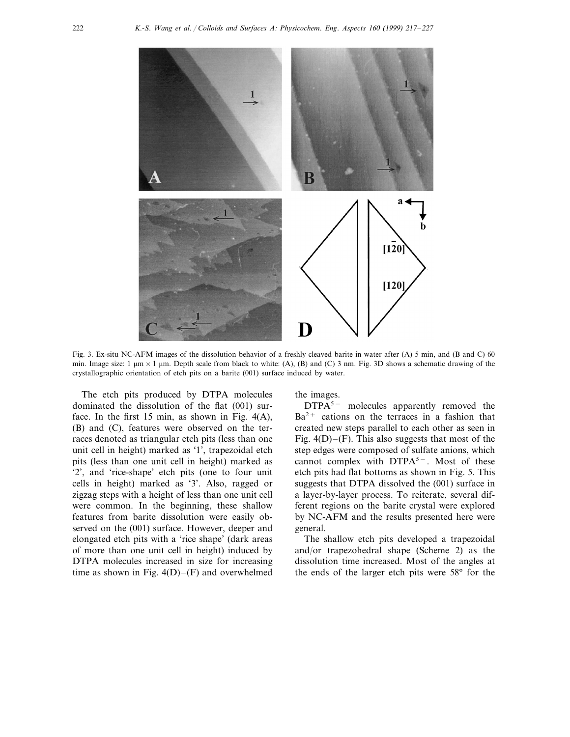Fig. 3. Ex-situ NC-AFM images of the dissolution behavior of a freshly cleaved barite in water after (A) 5 min, and (B and C) 60 min. Image size: 1 μm × 1 μm. Depth scale from black to white: (A), (B) and (C) 3 nm. Fig. 3D shows a schematic drawing of the crystallographic orientation of etch pits on a barite (001) surface induced by water.

The etch pits produced by DTPA molecules dominated the dissolution of the flat (001) surface. In the first 15 min, as shown in Fig. 4(A), (B) and (C), features were observed on the terraces denoted as triangular etch pits (less than one unit cell in height) marked as '1', trapezoidal etch pits (less than one unit cell in height) marked as '2', and 'rice-shape' etch pits (one to four unit cells in height) marked as '3'. Also, ragged or zigzag steps with a height of less than one unit cell were common. In the beginning, these shallow features from barite dissolution were easily observed on the (001) surface. However, deeper and elongated etch pits with a 'rice shape' (dark areas of more than one unit cell in height) induced by DTPA molecules increased in size for increasing time as shown in Fig. 4(D)–(F) and overwhelmed the images.

$DTPA^{5-}$ molecules apparently removed the $Ba^{2+}$ cations on the terraces in a fashion that created new steps parallel to each other as seen in Fig. 4(D)–(F). This also suggests that most of the step edges were composed of sulfate anions, which cannot complex with $DTPA^{5-}$. Most of these etch pits had flat bottoms as shown in Fig. 5. This suggests that DTPA dissolved the (001) surface in a layer-by-layer process. To reiterate, several different regions on the barite crystal were explored by NC-AFM and the results presented here were general.

The shallow etch pits developed a trapezoidal and/or trapezohedral shape (Scheme 2) as the dissolution time increased. Most of the angles at the ends of the larger etch pits were 58° for the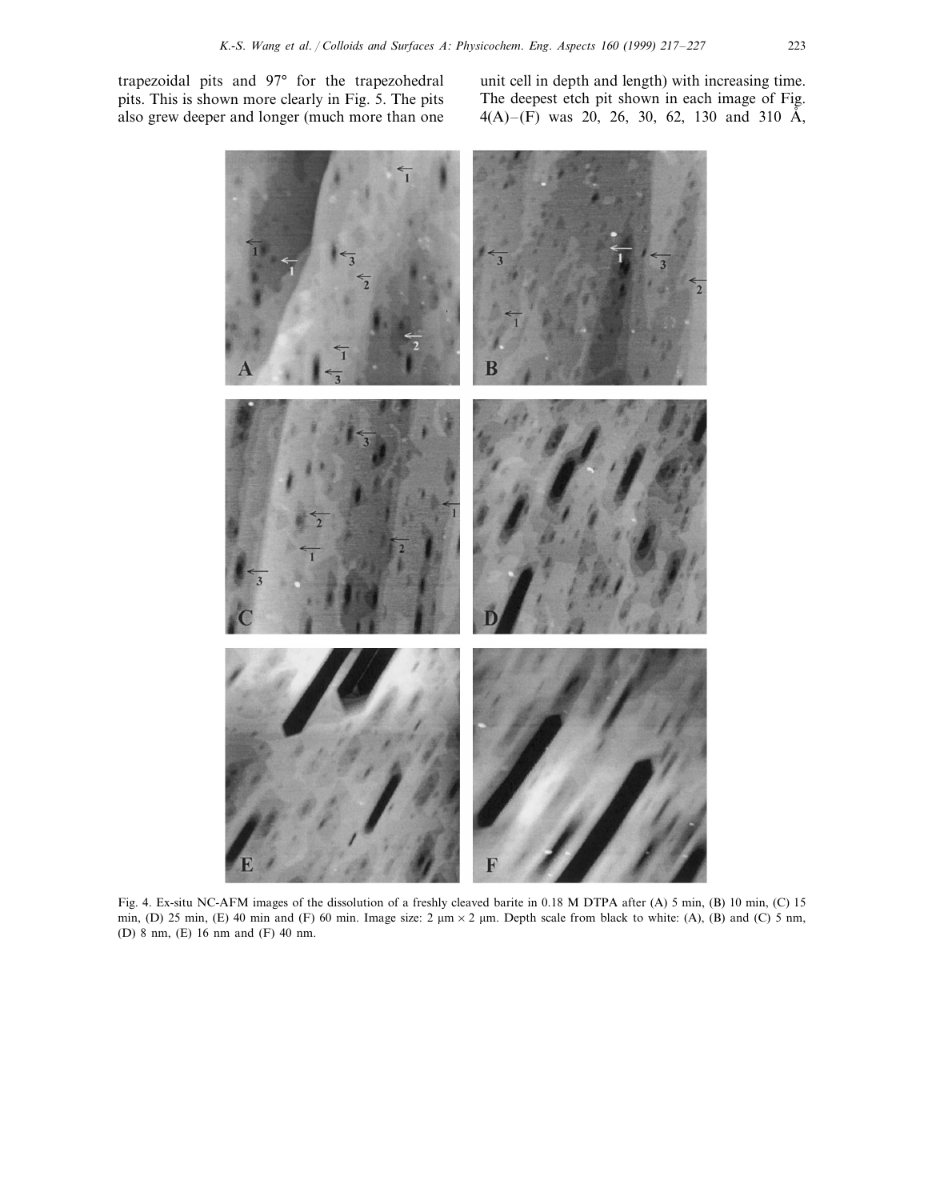trapezoidal pits and 97° for the trapezohedral pits. This is shown more clearly in Fig. 5. The pits also grew deeper and longer (much more than one unit cell in depth and length) with increasing time. The deepest etch pit shown in each image of Fig. 4(A)–(F) was 20, 26, 30, 62, 130 and 310 Å,

Fig. 4. Ex-situ NC-AFM images of the dissolution of a freshly cleaved barite in 0.18 M DTPA after (A) 5 min, (B) 10 min, (C) 15 min, (D) 25 min, (E) 40 min and (F) 60 min. Image size: 2 μm × 2 μm. Depth scale from black to white: (A), (B) and (C) 5 nm, (D) 8 nm, (E) 16 nm and (F) 40 nm.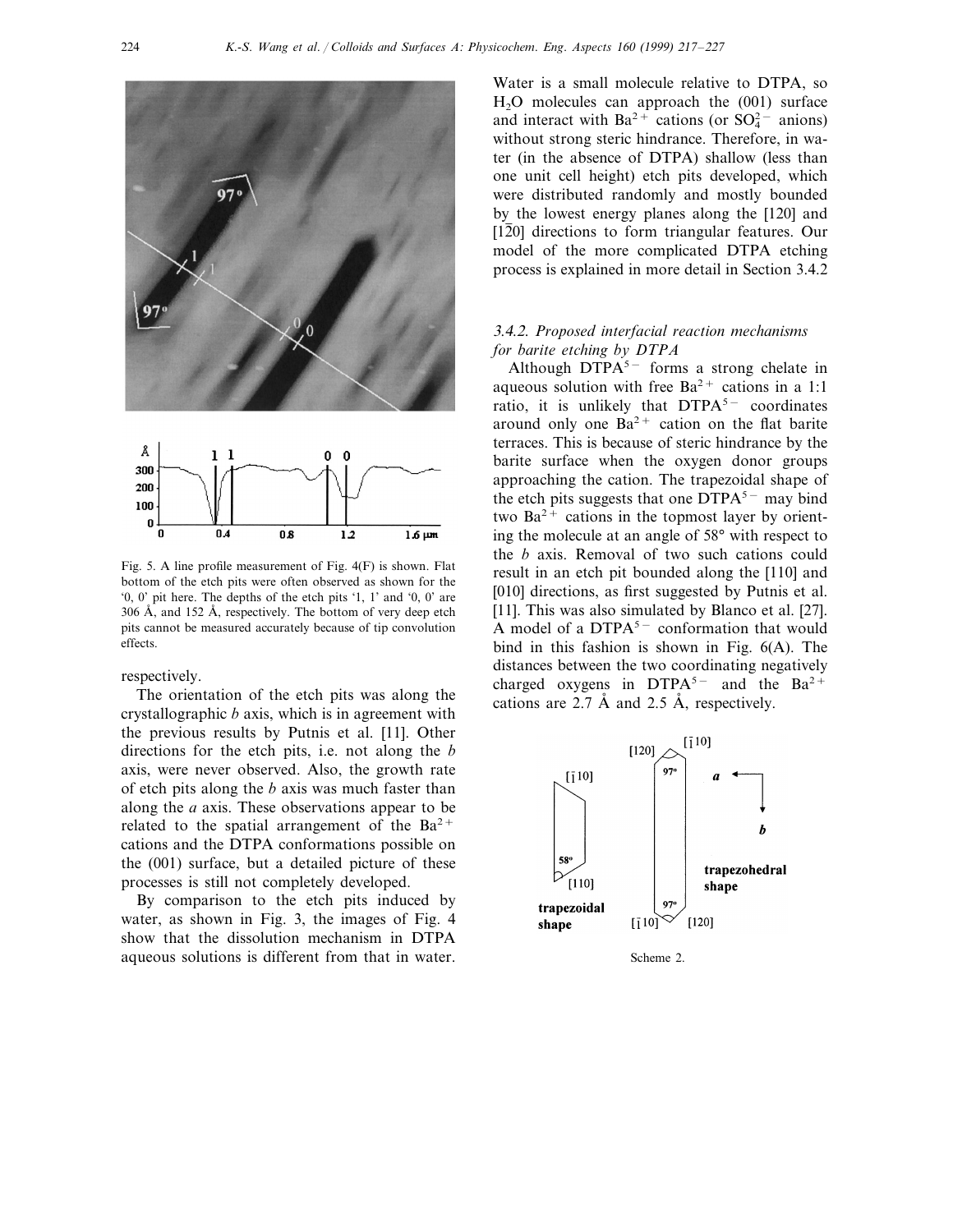Fig. 5. A line profile measurement of Fig. 4(F) is shown. Flat bottom of the etch pits were often observed as shown for the '0, 0' pit here. The depths of the etch pits '1, 1' and '0, 0' are 306 Å, and 152 Å, respectively. The bottom of very deep etch pits cannot be measured accurately because of tip convolution effects.

respectively.

The orientation of the etch pits was along the crystallographic *b* axis, which is in agreement with the previous results by Putnis et al. [11]. Other directions for the etch pits, i.e. not along the *b* axis, were never observed. Also, the growth rate of etch pits along the *b* axis was much faster than along the *a* axis. These observations appear to be related to the spatial arrangement of the $Ba^{2+}$ cations and the DTPA conformations possible on the (001) surface, but a detailed picture of these processes is still not completely developed.

By comparison to the etch pits induced by water, as shown in Fig. 3, the images of Fig. 4 show that the dissolution mechanism in DTPA aqueous solutions is different from that in water. Water is a small molecule relative to DTPA, so $H_2O$ molecules can approach the (001) surface and interact with $Ba^{2+}$ cations (or $SO_4^{2-}$ anions) without strong steric hindrance. Therefore, in water (in the absence of DTPA) shallow (less than one unit cell height) etch pits developed, which were distributed randomly and mostly bounded by the lowest energy planes along the [120] and [1$\bar{2}$0] directions to form triangular features. Our model of the more complicated DTPA etching process is explained in more detail in Section 3.4.2

### 3.4.2. Proposed interfacial reaction mechanisms for barite etching by DTPA

Although $DTPA^{5-}$ forms a strong chelate in aqueous solution with free $Ba^{2+}$ cations in a 1:1 ratio, it is unlikely that $DTPA^{5-}$ coordinates around only one $Ba^{2+}$ cation on the flat barite terraces. This is because of steric hindrance by the barite surface when the oxygen donor groups approaching the cation. The trapezoidal shape of the etch pits suggests that one $DTPA^{5-}$ may bind two $Ba^{2+}$ cations in the topmost layer by orienting the molecule at an angle of 58° with respect to the *b* axis. Removal of two such cations could result in an etch pit bounded along the [110] and [010] directions, as first suggested by Putnis et al. [11]. This was also simulated by Blanco et al. [27]. A model of a $DTPA^{5-}$ conformation that would bind in this fashion is shown in Fig. 6(A). The distances between the two coordinating negatively charged oxygens in $DTPA^{5-}$ and the $Ba^{2+}$ cations are 2.7 Å and 2.5 Å, respectively.

Scheme 2.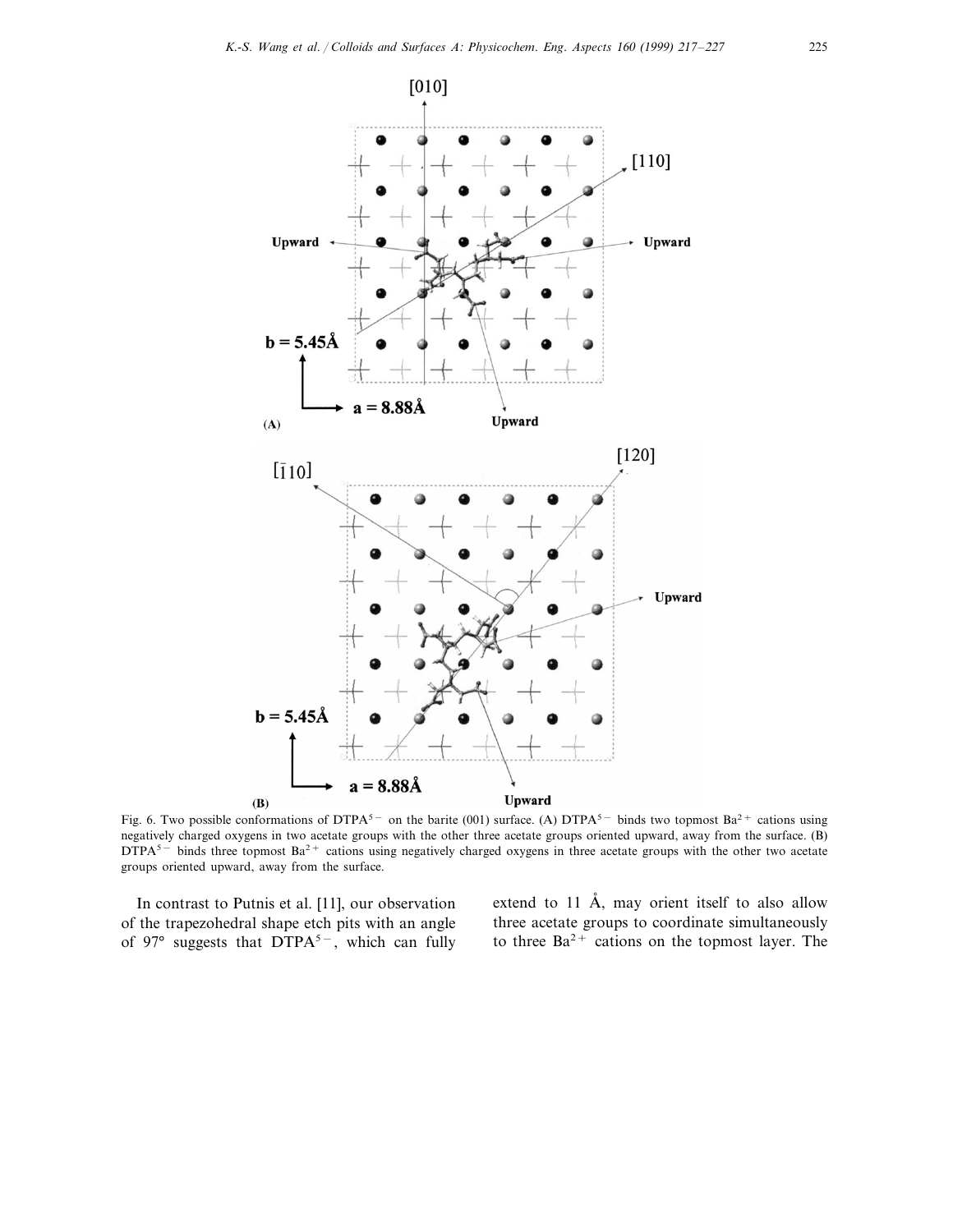Fig. 6. Two possible conformations of $DTPA^{5-}$ on the barite (001) surface. (A) $DTPA^{5-}$ binds two topmost $Ba^{2+}$ cations using negatively charged oxygens in two acetate groups with the other three acetate groups oriented upward, away from the surface. (B) $DTPA^{5-}$ binds three topmost $Ba^{2+}$ cations using negatively charged oxygens in three acetate groups with the other two acetate groups oriented upward, away from the surface.

In contrast to Putnis et al. [11], our observation of the trapezohedral shape etch pits with an angle of 97° suggests that $DTPA^{5-}$, which can fully extend to 11 Å, may orient itself to also allow three acetate groups to coordinate simultaneously to three $Ba^{2+}$ cations on the topmost layer. The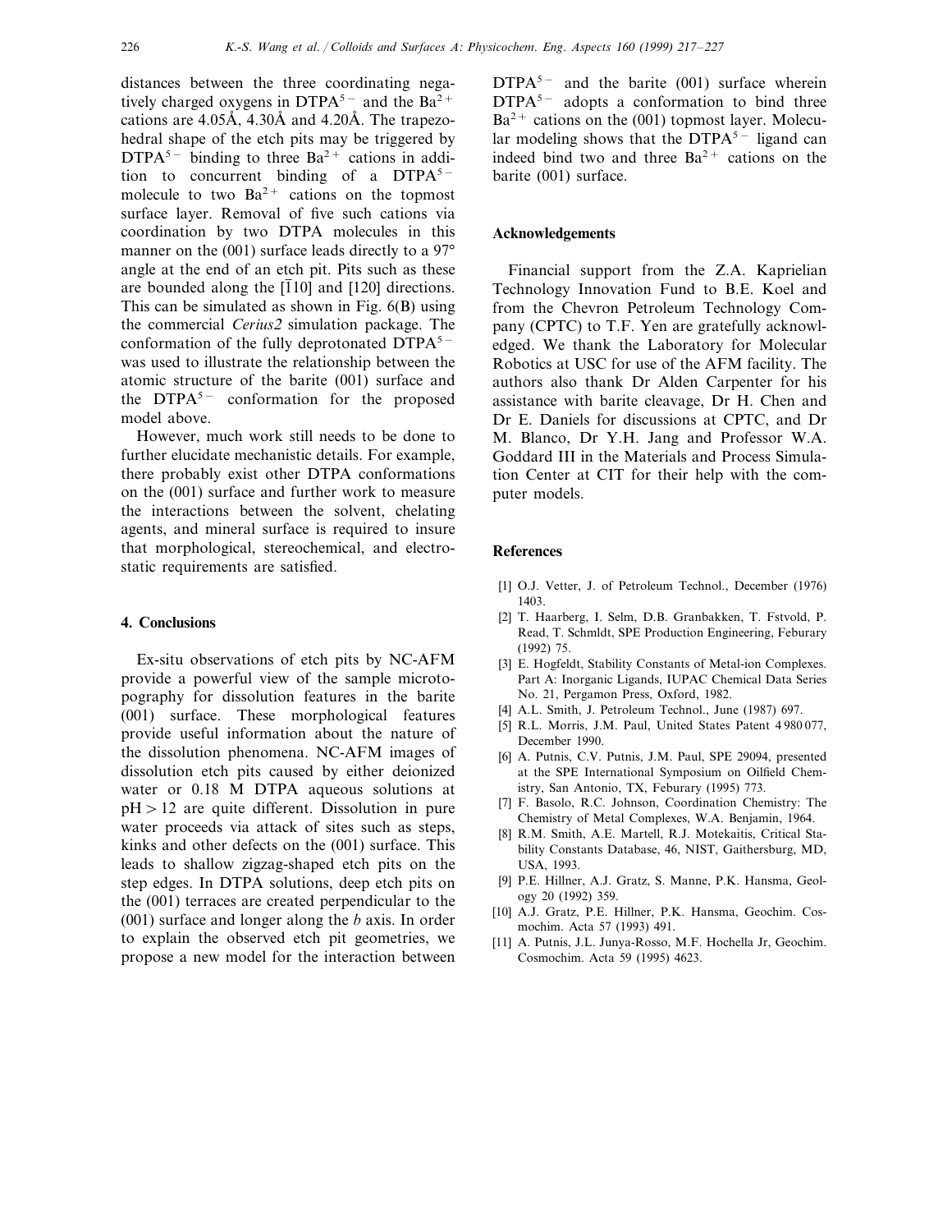distances between the three coordinating negatively charged oxygens in $DTPA^{5-}$ and the $Ba^{2+}$ cations are 4.05Å, 4.30Å and 4.20Å. The trapezohedral shape of the etch pits may be triggered by $DTPA^{5-}$ binding to three $Ba^{2+}$ cations in addition to concurrent binding of a $DTPA^{5-}$ molecule to two $Ba^{2+}$ cations on the topmost surface layer. Removal of five such cations via coordination by two DTPA molecules in this manner on the (001) surface leads directly to a 97° angle at the end of an etch pit. Pits such as these are bounded along the $[\bar{1}10]$ and [120] directions. This can be simulated as shown in Fig. 6(B) using the commercial *Cerius2* simulation package. The conformation of the fully deprotonated $DTPA^{5-}$ was used to illustrate the relationship between the atomic structure of the barite (001) surface and the $DTPA^{5-}$ conformation for the proposed model above.

However, much work still needs to be done to further elucidate mechanistic details. For example, there probably exist other DTPA conformations on the (001) surface and further work to measure the interactions between the solvent, chelating agents, and mineral surface is required to insure that morphological, stereochemical, and electrostatic requirements are satisfied.

## 4. Conclusions

Ex-situ observations of etch pits by NC-AFM provide a powerful view of the sample microtopography for dissolution features in the barite (001) surface. These morphological features provide useful information about the nature of the dissolution phenomena. NC-AFM images of dissolution etch pits caused by either deionized water or 0.18 M DTPA aqueous solutions at $pH > 12$ are quite different. Dissolution in pure water proceeds via attack of sites such as steps, kinks and other defects on the (001) surface. This leads to shallow zigzag-shaped etch pits on the step edges. In DTPA solutions, deep etch pits on the (001) terraces are created perpendicular to the (001) surface and longer along the *b* axis. In order to explain the observed etch pit geometries, we propose a new model for the interaction between $DTPA^{5-}$ and the barite (001) surface wherein $DTPA^{5-}$ adopts a conformation to bind three $Ba^{2+}$ cations on the (001) topmost layer. Molecular modeling shows that the $DTPA^{5-}$ ligand can indeed bind two and three $Ba^{2+}$ cations on the barite (001) surface.

## Acknowledgements

Financial support from the Z.A. Kaprielian Technology Innovation Fund to B.E. Koel and from the Chevron Petroleum Technology Company (CPTC) to T.F. Yen are gratefully acknowledged. We thank the Laboratory for Molecular Robotics at USC for use of the AFM facility. The authors also thank Dr Alden Carpenter for his assistance with barite cleavage, Dr H. Chen and Dr E. Daniels for discussions at CPTC, and Dr M. Blanco, Dr Y.H. Jang and Professor W.A. Goddard III in the Materials and Process Simulation Center at CIT for their help with the computer models.

## References

[1] O.J. Vetter, J. of Petroleum Technol., December (1976) 1403.

[2] T. Haarberg, I. Selm, D.B. Granbakken, T. Fstvold, P. Read, T. Schmldt, SPE Production Engineering, Feburary (1992) 75.

[3] E. Hogfeldt, Stability Constants of Metal-ion Complexes. Part A: Inorganic Ligands, IUPAC Chemical Data Series No. 21, Pergamon Press, Oxford, 1982.

[4] A.L. Smith, J. Petroleum Technol., June (1987) 697.

[5] R.L. Morris, J.M. Paul, United States Patent 4 980 077, December 1990.

[6] A. Putnis, C.V. Putnis, J.M. Paul, SPE 29094, presented at the SPE International Symposium on Oilfield Chemistry, San Antonio, TX, Feburary (1995) 773.

[7] F. Basolo, R.C. Johnson, Coordination Chemistry: The Chemistry of Metal Complexes, W.A. Benjamin, 1964.

[8] R.M. Smith, A.E. Martell, R.J. Motekaitis, Critical Stability Constants Database, 46, NIST, Gaithersburg, MD, USA, 1993.

[9] P.E. Hillner, A.J. Gratz, S. Manne, P.K. Hansma, Geology 20 (1992) 359.

[10] A.J. Gratz, P.E. Hillner, P.K. Hansma, Geochim. Cosmochim. Acta 57 (1993) 491.

[11] A. Putnis, J.L. Junya-Rosso, M.F. Hochella Jr, Geochim. Cosmochim. Acta 59 (1995) 4623.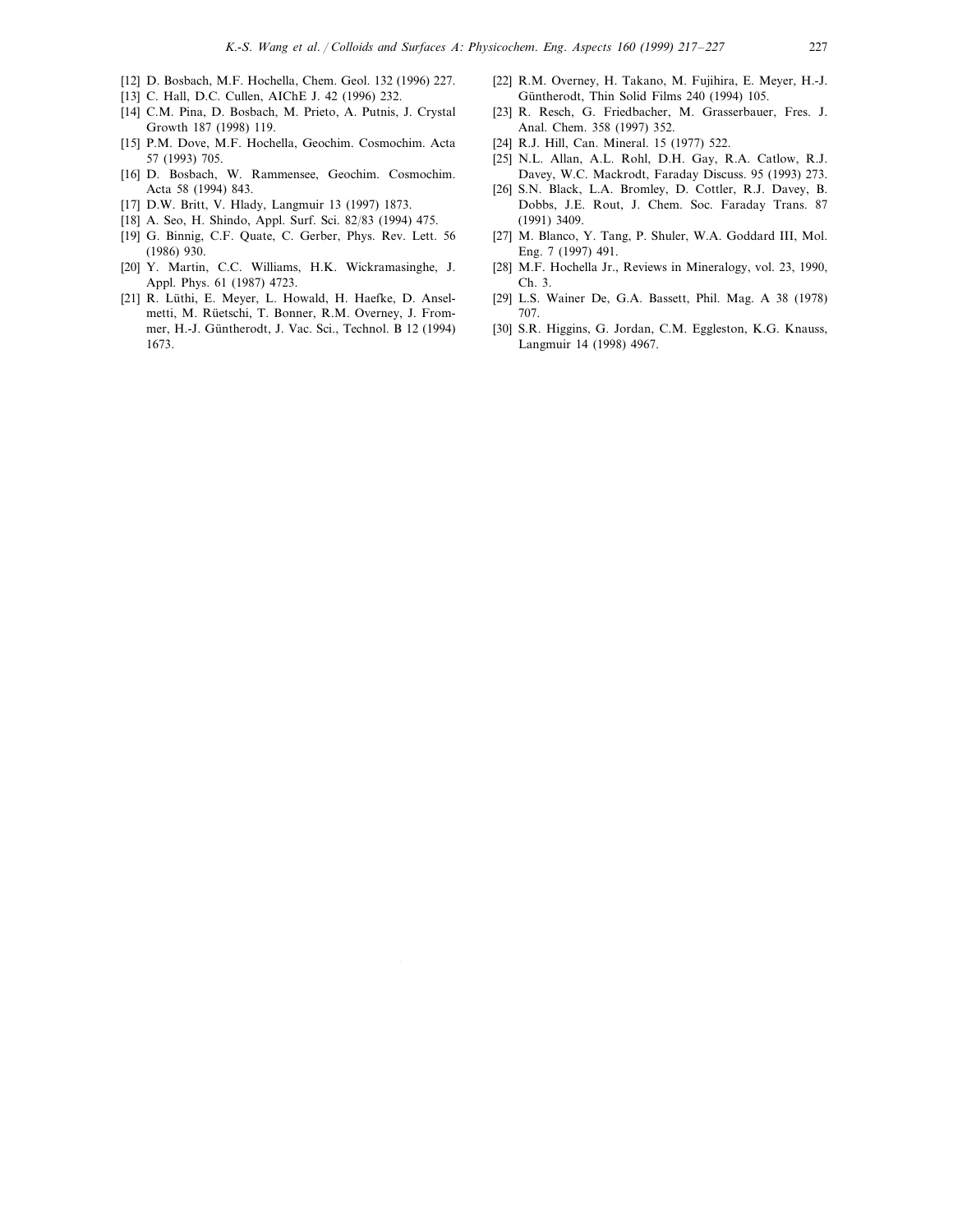[12] D. Bosbach, M.F. Hochella, Chem. Geol. 132 (1996) 227.

[13] C. Hall, D.C. Cullen, AIChE J. 42 (1996) 232.

[14] C.M. Pina, D. Bosbach, M. Prieto, A. Putnis, J. Crystal Growth 187 (1998) 119.

[15] P.M. Dove, M.F. Hochella, Geochim. Cosmochim. Acta 57 (1993) 705.

[16] D. Bosbach, W. Rammensee, Geochim. Cosmochim. Acta 58 (1994) 843.

[17] D.W. Britt, V. Hlady, Langmuir 13 (1997) 1873.

[18] A. Seo, H. Shindo, Appl. Surf. Sci. 82/83 (1994) 475.

[19] G. Binnig, C.F. Quate, C. Gerber, Phys. Rev. Lett. 56 (1986) 930.

[20] Y. Martin, C.C. Williams, H.K. Wickramasinghe, J. Appl. Phys. 61 (1987) 4723.

[21] R. Lüthi, E. Meyer, L. Howald, H. Haefke, D. Anselmetti, M. Rüetschi, T. Bonner, R.M. Overney, J. Frommer, H.-J. Güntherodt, J. Vac. Sci., Technol. B 12 (1994) 1673.

[22] R.M. Overney, H. Takano, M. Fujihira, E. Meyer, H.-J. Güntherodt, Thin Solid Films 240 (1994) 105.

[23] R. Resch, G. Friedbacher, M. Grasserbauer, Fres. J. Anal. Chem. 358 (1997) 352.

[24] R.J. Hill, Can. Mineral. 15 (1977) 522.

[25] N.L. Allan, A.L. Rohl, D.H. Gay, R.A. Catlow, R.J. Davey, W.C. Mackrodt, Faraday Discuss. 95 (1993) 273.

[26] S.N. Black, L.A. Bromley, D. Cottler, R.J. Davey, B. Dobbs, J.E. Rout, J. Chem. Soc. Faraday Trans. 87 (1991) 3409.

[27] M. Blanco, Y. Tang, P. Shuler, W.A. Goddard III, Mol. Eng. 7 (1997) 491.

[28] M.F. Hochella Jr., Reviews in Mineralogy, vol. 23, 1990, Ch. 3.

[29] L.S. Wainer De, G.A. Bassett, Phil. Mag. A 38 (1978) 707.

[30] S.R. Higgins, G. Jordan, C.M. Eggleston, K.G. Knauss, Langmuir 14 (1998) 4967.